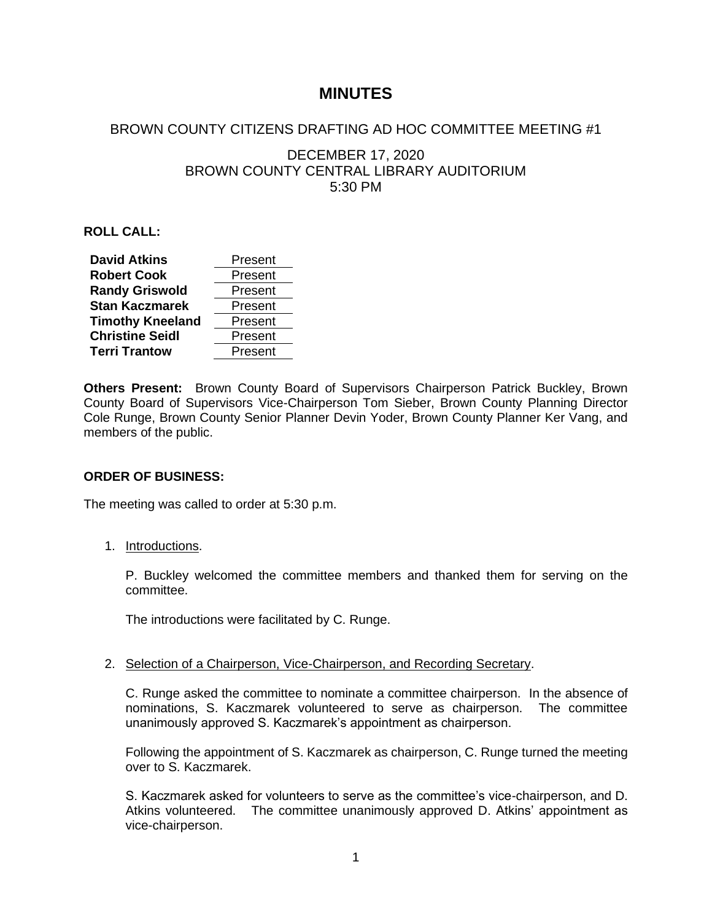# MINUTES

BROWN COUNTY CITIZENS DRAFTING AD HOC COMMITTEE MEETING #1

DECEMBER 17, 2020
BROWN COUNTY CENTRAL LIBRARY AUDITORIUM
5:30 PM

**ROLL CALL:**

| | |
|---|---|
| **David Atkins** | Present |
| **Robert Cook** | Present |
| **Randy Griswold** | Present |
| **Stan Kaczmarek** | Present |
| **Timothy Kneeland** | Present |
| **Christine Seidl** | Present |
| **Terri Trantow** | Present |

**Others Present:** Brown County Board of Supervisors Chairperson Patrick Buckley, Brown County Board of Supervisors Vice-Chairperson Tom Sieber, Brown County Planning Director Cole Runge, Brown County Senior Planner Devin Yoder, Brown County Planner Ker Vang, and members of the public.

**ORDER OF BUSINESS:**

The meeting was called to order at 5:30 p.m.

1. Introductions.

   P. Buckley welcomed the committee members and thanked them for serving on the committee.

   The introductions were facilitated by C. Runge.

2. Selection of a Chairperson, Vice-Chairperson, and Recording Secretary.

   C. Runge asked the committee to nominate a committee chairperson. In the absence of nominations, S. Kaczmarek volunteered to serve as chairperson. The committee unanimously approved S. Kaczmarek's appointment as chairperson.

   Following the appointment of S. Kaczmarek as chairperson, C. Runge turned the meeting over to S. Kaczmarek.

   S. Kaczmarek asked for volunteers to serve as the committee's vice-chairperson, and D. Atkins volunteered. The committee unanimously approved D. Atkins' appointment as vice-chairperson.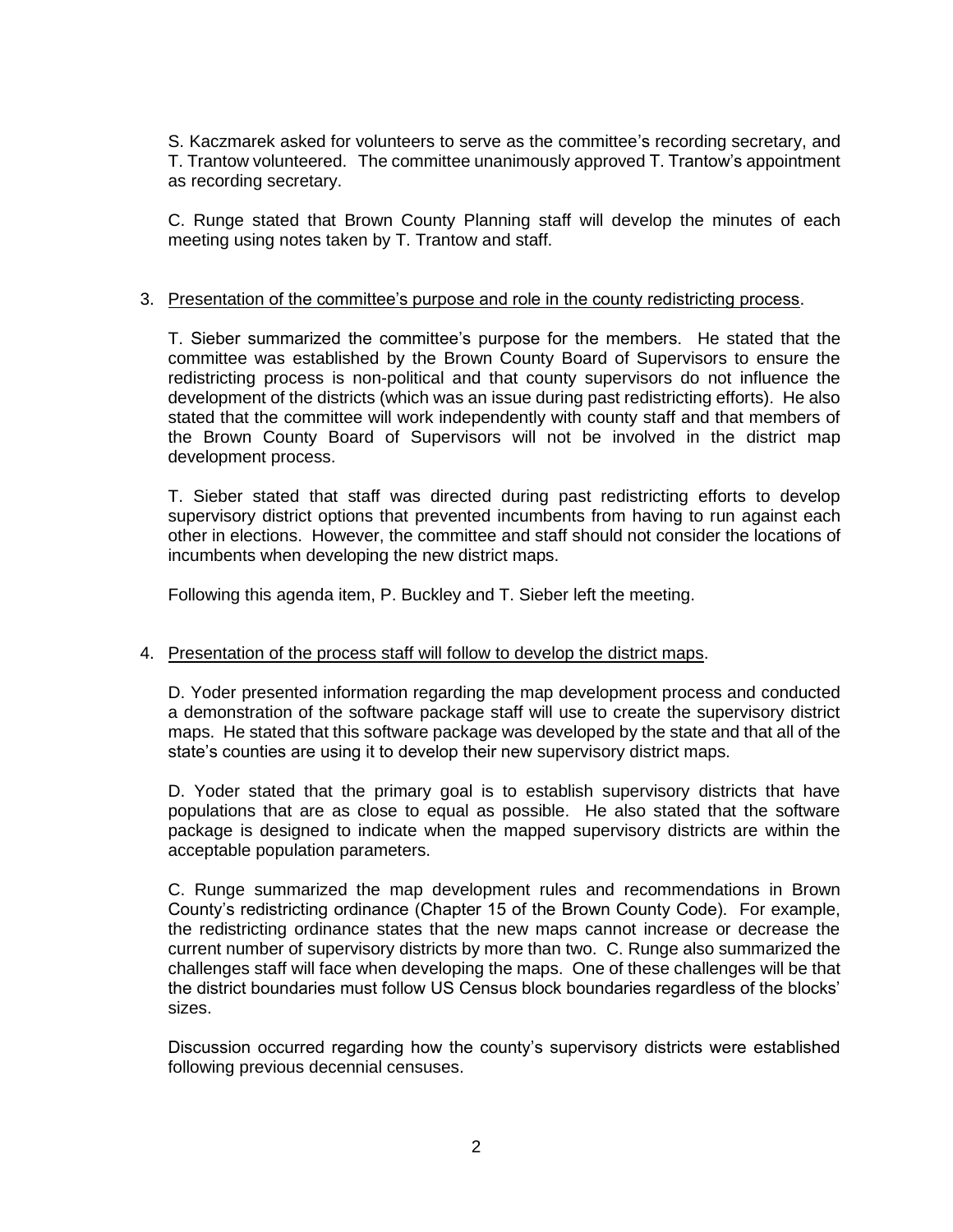S. Kaczmarek asked for volunteers to serve as the committee's recording secretary, and T. Trantow volunteered. The committee unanimously approved T. Trantow's appointment as recording secretary.

C. Runge stated that Brown County Planning staff will develop the minutes of each meeting using notes taken by T. Trantow and staff.

3. Presentation of the committee's purpose and role in the county redistricting process.

   T. Sieber summarized the committee's purpose for the members. He stated that the committee was established by the Brown County Board of Supervisors to ensure the redistricting process is non-political and that county supervisors do not influence the development of the districts (which was an issue during past redistricting efforts). He also stated that the committee will work independently with county staff and that members of the Brown County Board of Supervisors will not be involved in the district map development process.

   T. Sieber stated that staff was directed during past redistricting efforts to develop supervisory district options that prevented incumbents from having to run against each other in elections. However, the committee and staff should not consider the locations of incumbents when developing the new district maps.

   Following this agenda item, P. Buckley and T. Sieber left the meeting.

4. Presentation of the process staff will follow to develop the district maps.

   D. Yoder presented information regarding the map development process and conducted a demonstration of the software package staff will use to create the supervisory district maps. He stated that this software package was developed by the state and that all of the state's counties are using it to develop their new supervisory district maps.

   D. Yoder stated that the primary goal is to establish supervisory districts that have populations that are as close to equal as possible. He also stated that the software package is designed to indicate when the mapped supervisory districts are within the acceptable population parameters.

   C. Runge summarized the map development rules and recommendations in Brown County's redistricting ordinance (Chapter 15 of the Brown County Code). For example, the redistricting ordinance states that the new maps cannot increase or decrease the current number of supervisory districts by more than two. C. Runge also summarized the challenges staff will face when developing the maps. One of these challenges will be that the district boundaries must follow US Census block boundaries regardless of the blocks' sizes.

   Discussion occurred regarding how the county's supervisory districts were established following previous decennial censuses.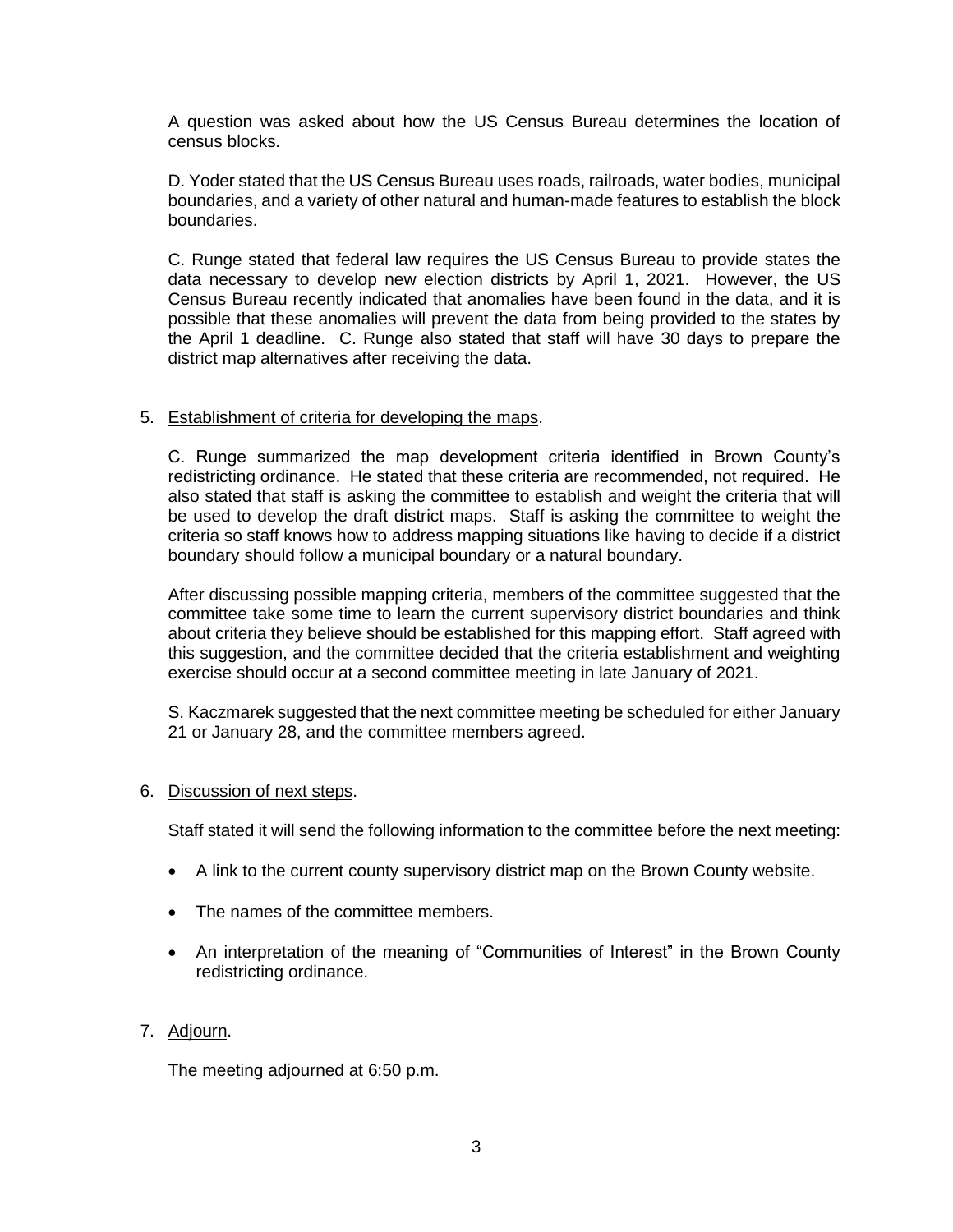A question was asked about how the US Census Bureau determines the location of census blocks.

D. Yoder stated that the US Census Bureau uses roads, railroads, water bodies, municipal boundaries, and a variety of other natural and human-made features to establish the block boundaries.

C. Runge stated that federal law requires the US Census Bureau to provide states the data necessary to develop new election districts by April 1, 2021. However, the US Census Bureau recently indicated that anomalies have been found in the data, and it is possible that these anomalies will prevent the data from being provided to the states by the April 1 deadline. C. Runge also stated that staff will have 30 days to prepare the district map alternatives after receiving the data.

5. Establishment of criteria for developing the maps.

   C. Runge summarized the map development criteria identified in Brown County's redistricting ordinance. He stated that these criteria are recommended, not required. He also stated that staff is asking the committee to establish and weight the criteria that will be used to develop the draft district maps. Staff is asking the committee to weight the criteria so staff knows how to address mapping situations like having to decide if a district boundary should follow a municipal boundary or a natural boundary.

   After discussing possible mapping criteria, members of the committee suggested that the committee take some time to learn the current supervisory district boundaries and think about criteria they believe should be established for this mapping effort. Staff agreed with this suggestion, and the committee decided that the criteria establishment and weighting exercise should occur at a second committee meeting in late January of 2021.

   S. Kaczmarek suggested that the next committee meeting be scheduled for either January 21 or January 28, and the committee members agreed.

6. Discussion of next steps.

   Staff stated it will send the following information to the committee before the next meeting:

   - A link to the current county supervisory district map on the Brown County website.
   - The names of the committee members.
   - An interpretation of the meaning of "Communities of Interest" in the Brown County redistricting ordinance.

7. Adjourn.

   The meeting adjourned at 6:50 p.m.